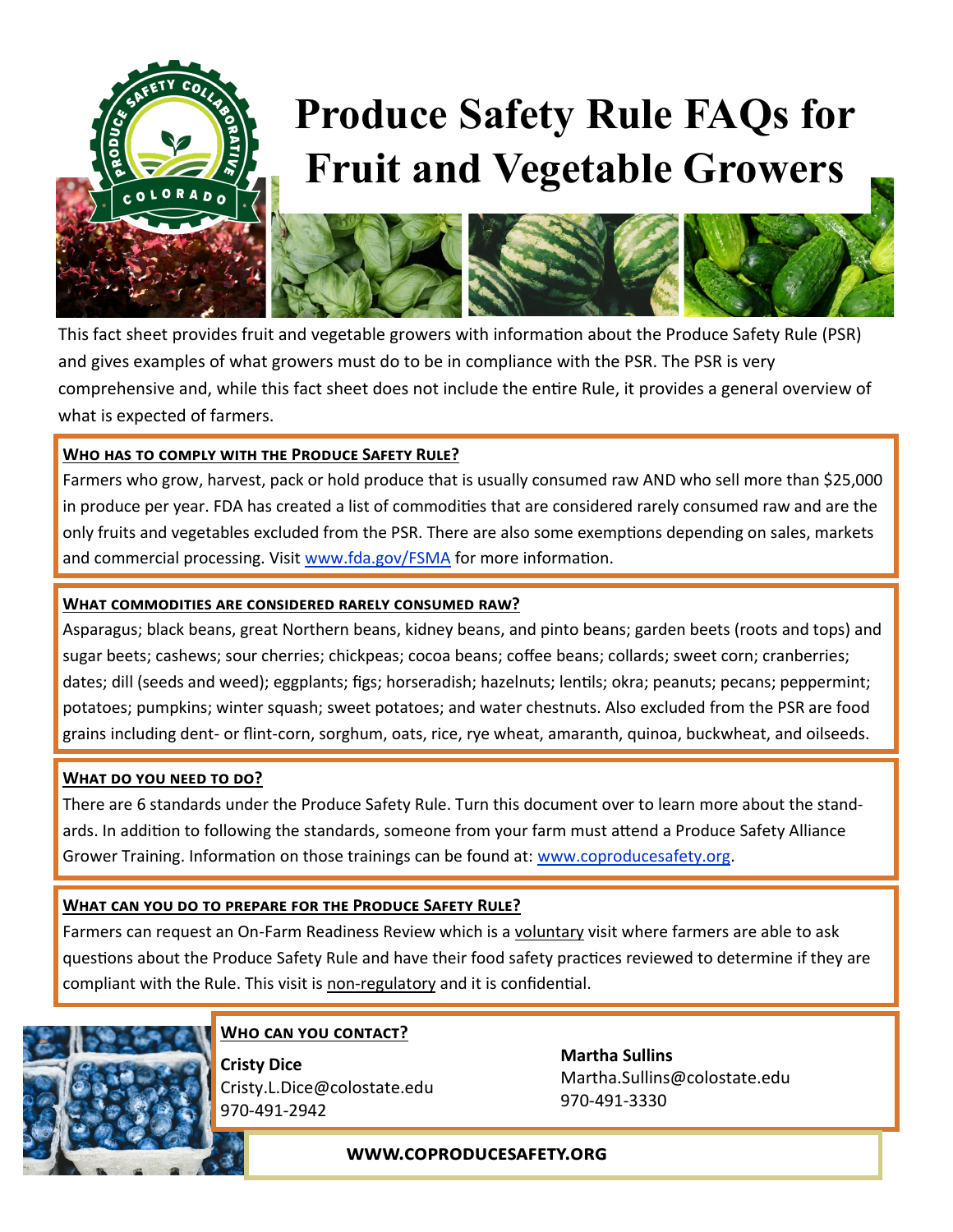# Produce Safety Rule FAQs for Fruit and Vegetable Growers

This fact sheet provides fruit and vegetable growers with information about the Produce Safety Rule (PSR) and gives examples of what growers must do to be in compliance with the PSR. The PSR is very comprehensive and, while this fact sheet does not include the entire Rule, it provides a general overview of what is expected of farmers.

## Who has to comply with the Produce Safety Rule?

Farmers who grow, harvest, pack or hold produce that is usually consumed raw AND who sell more than $25,000 in produce per year. FDA has created a list of commodities that are considered rarely consumed raw and are the only fruits and vegetables excluded from the PSR. There are also some exemptions depending on sales, markets and commercial processing. Visit [www.fda.gov/FSMA](www.fda.gov/FSMA) for more information.

## What commodities are considered rarely consumed raw?

Asparagus; black beans, great Northern beans, kidney beans, and pinto beans; garden beets (roots and tops) and sugar beets; cashews; sour cherries; chickpeas; cocoa beans; coffee beans; collards; sweet corn; cranberries; dates; dill (seeds and weed); eggplants; figs; horseradish; hazelnuts; lentils; okra; peanuts; pecans; peppermint; potatoes; pumpkins; winter squash; sweet potatoes; and water chestnuts. Also excluded from the PSR are food grains including dent- or flint-corn, sorghum, oats, rice, rye wheat, amaranth, quinoa, buckwheat, and oilseeds.

## What do you need to do?

There are 6 standards under the Produce Safety Rule. Turn this document over to learn more about the standards. In addition to following the standards, someone from your farm must attend a Produce Safety Alliance Grower Training. Information on those trainings can be found at: [www.coproducesafety.org](www.coproducesafety.org).

## What can you do to prepare for the Produce Safety Rule?

Farmers can request an On-Farm Readiness Review which is a voluntary visit where farmers are able to ask questions about the Produce Safety Rule and have their food safety practices reviewed to determine if they are compliant with the Rule. This visit is non-regulatory and it is confidential.

## Who can you contact?

**Cristy Dice**
Cristy.L.Dice@colostate.edu
970-491-2942

**Martha Sullins**
Martha.Sullins@colostate.edu
970-491-3330

**WWW.COPRODUCESAFETY.ORG**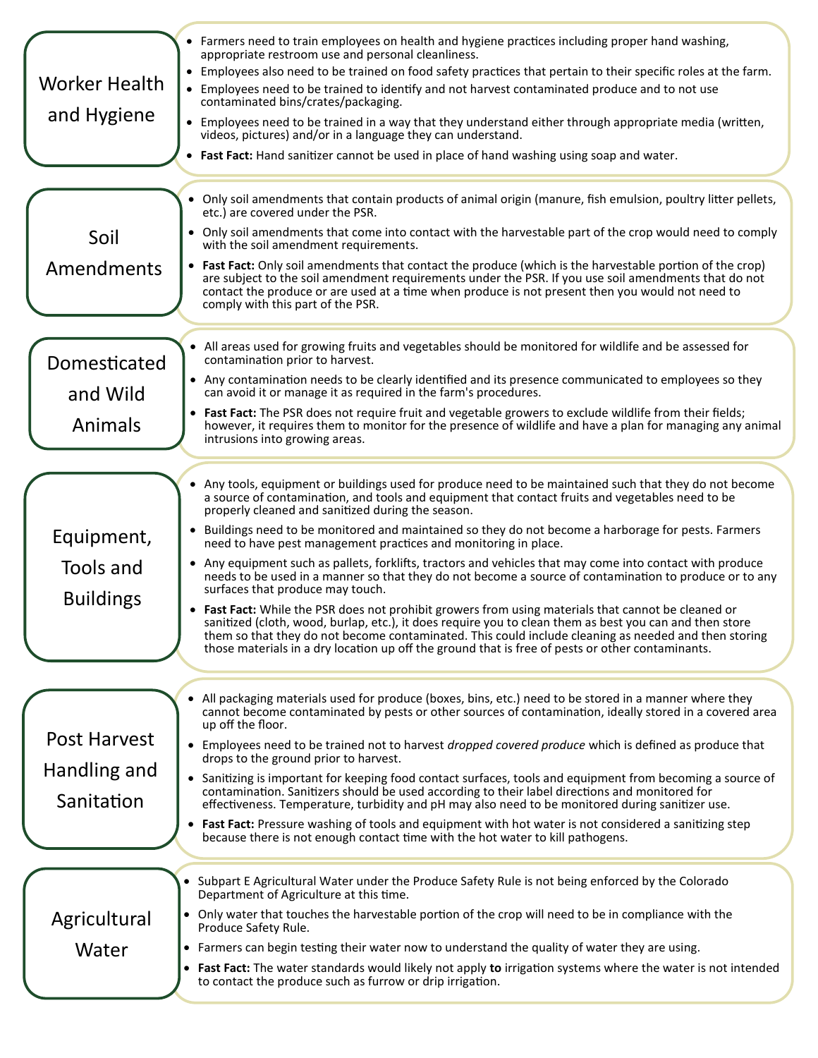## Worker Health and Hygiene

- Farmers need to train employees on health and hygiene practices including proper hand washing, appropriate restroom use and personal cleanliness.
- Employees also need to be trained on food safety practices that pertain to their specific roles at the farm.
- Employees need to be trained to identify and not harvest contaminated produce and to not use contaminated bins/crates/packaging.
- Employees need to be trained in a way that they understand either through appropriate media (written, videos, pictures) and/or in a language they can understand.
- **Fast Fact:** Hand sanitizer cannot be used in place of hand washing using soap and water.

## Soil Amendments

- Only soil amendments that contain products of animal origin (manure, fish emulsion, poultry litter pellets, etc.) are covered under the PSR.
- Only soil amendments that come into contact with the harvestable part of the crop would need to comply with the soil amendment requirements.
- **Fast Fact:** Only soil amendments that contact the produce (which is the harvestable portion of the crop) are subject to the soil amendment requirements under the PSR. If you use soil amendments that do not contact the produce or are used at a time when produce is not present then you would not need to comply with this part of the PSR.

## Domesticated and Wild Animals

- All areas used for growing fruits and vegetables should be monitored for wildlife and be assessed for contamination prior to harvest.
- Any contamination needs to be clearly identified and its presence communicated to employees so they can avoid it or manage it as required in the farm's procedures.
- **Fast Fact:** The PSR does not require fruit and vegetable growers to exclude wildlife from their fields; however, it requires them to monitor for the presence of wildlife and have a plan for managing any animal intrusions into growing areas.

## Equipment, Tools and Buildings

- Any tools, equipment or buildings used for produce need to be maintained such that they do not become a source of contamination, and tools and equipment that contact fruits and vegetables need to be properly cleaned and sanitized during the season.
- Buildings need to be monitored and maintained so they do not become a harborage for pests. Farmers need to have pest management practices and monitoring in place.
- Any equipment such as pallets, forklifts, tractors and vehicles that may come into contact with produce needs to be used in a manner so that they do not become a source of contamination to produce or to any surfaces that produce may touch.
- **Fast Fact:** While the PSR does not prohibit growers from using materials that cannot be cleaned or sanitized (cloth, wood, burlap, etc.), it does require you to clean them as best you can and then store them so that they do not become contaminated. This could include cleaning as needed and then storing those materials in a dry location up off the ground that is free of pests or other contaminants.

## Post Harvest Handling and Sanitation

- All packaging materials used for produce (boxes, bins, etc.) need to be stored in a manner where they cannot become contaminated by pests or other sources of contamination, ideally stored in a covered area up off the floor.
- Employees need to be trained not to harvest *dropped covered produce* which is defined as produce that drops to the ground prior to harvest.
- Sanitizing is important for keeping food contact surfaces, tools and equipment from becoming a source of contamination. Sanitizers should be used according to their label directions and monitored for effectiveness. Temperature, turbidity and pH may also need to be monitored during sanitizer use.
- **Fast Fact:** Pressure washing of tools and equipment with hot water is not considered a sanitizing step because there is not enough contact time with the hot water to kill pathogens.

## Agricultural Water

- Subpart E Agricultural Water under the Produce Safety Rule is not being enforced by the Colorado Department of Agriculture at this time.
- Only water that touches the harvestable portion of the crop will need to be in compliance with the Produce Safety Rule.
- Farmers can begin testing their water now to understand the quality of water they are using.
- **Fast Fact:** The water standards would likely not apply **to** irrigation systems where the water is not intended to contact the produce such as furrow or drip irrigation.